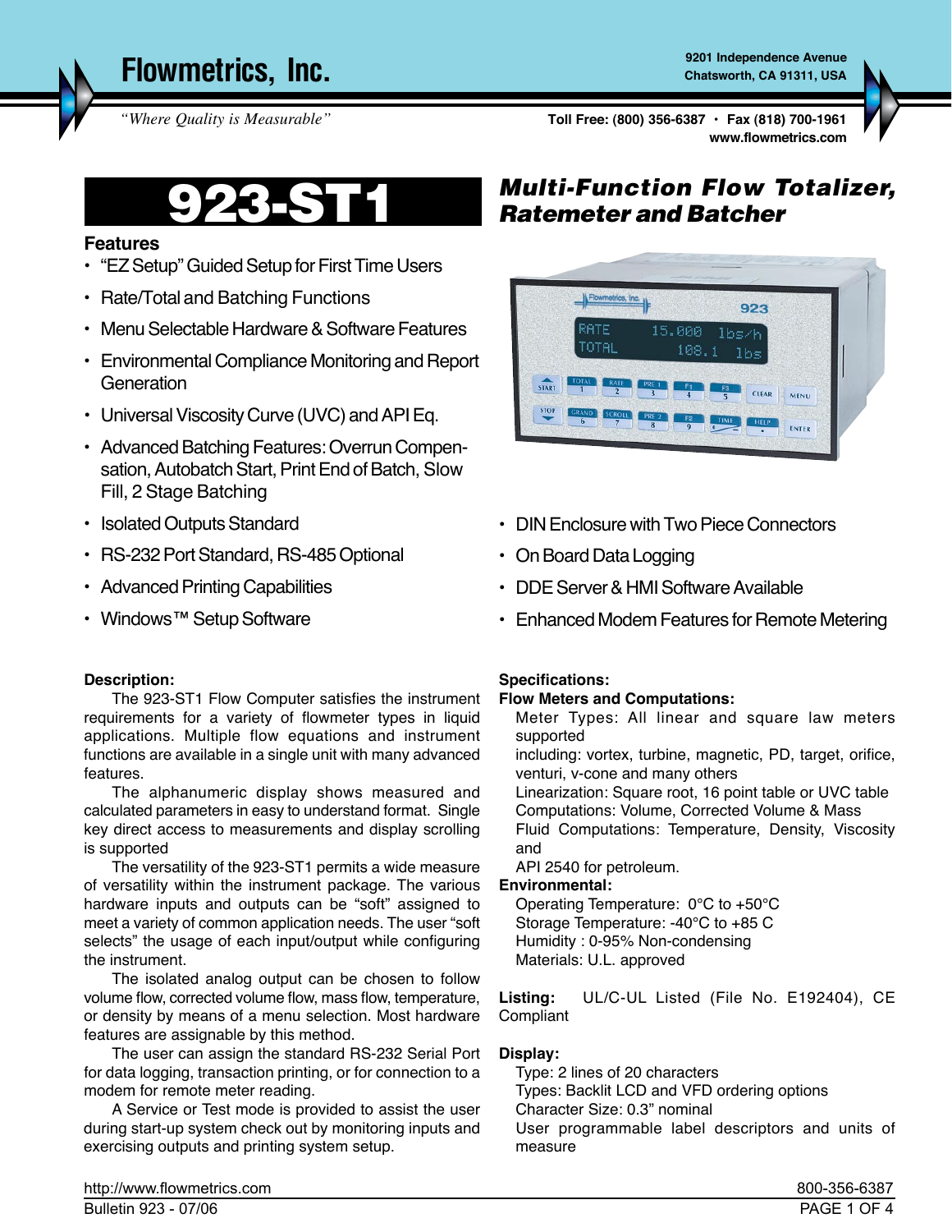Flowmetrics, Inc.

*"Where Quality is Measurable"*

9201 Independence Avenue
Chatsworth, CA 91311, USA

Toll Free: (800) 356-6387 • Fax (818) 700-1961
www.flowmetrics.com

# 923-ST1

## Multi-Function Flow Totalizer, Ratemeter and Batcher

### Features

- "EZ Setup" Guided Setup for First Time Users
- Rate/Total and Batching Functions
- Menu Selectable Hardware & Software Features
- Environmental Compliance Monitoring and Report Generation
- Universal Viscosity Curve (UVC) and API Eq.
- Advanced Batching Features: Overrun Compensation, Autobatch Start, Print End of Batch, Slow Fill, 2 Stage Batching
- Isolated Outputs Standard
- RS-232 Port Standard, RS-485 Optional
- Advanced Printing Capabilities
- Windows™ Setup Software
- DIN Enclosure with Two Piece Connectors
- On Board Data Logging
- DDE Server & HMI Software Available
- Enhanced Modem Features for Remote Metering

**Description:**

The 923-ST1 Flow Computer satisfies the instrument requirements for a variety of flowmeter types in liquid applications. Multiple flow equations and instrument functions are available in a single unit with many advanced features.

The alphanumeric display shows measured and calculated parameters in easy to understand format. Single key direct access to measurements and display scrolling is supported

The versatility of the 923-ST1 permits a wide measure of versatility within the instrument package. The various hardware inputs and outputs can be "soft" assigned to meet a variety of common application needs. The user "soft selects" the usage of each input/output while configuring the instrument.

The isolated analog output can be chosen to follow volume flow, corrected volume flow, mass flow, temperature, or density by means of a menu selection. Most hardware features are assignable by this method.

The user can assign the standard RS-232 Serial Port for data logging, transaction printing, or for connection to a modem for remote meter reading.

A Service or Test mode is provided to assist the user during start-up system check out by monitoring inputs and exercising outputs and printing system setup.

**Specifications:**

**Flow Meters and Computations:**

Meter Types: All linear and square law meters supported
including: vortex, turbine, magnetic, PD, target, orifice, venturi, v-cone and many others
Linearization: Square root, 16 point table or UVC table
Computations: Volume, Corrected Volume & Mass
Fluid Computations: Temperature, Density, Viscosity and
API 2540 for petroleum.

**Environmental:**

Operating Temperature: 0°C to +50°C
Storage Temperature: -40°C to +85 C
Humidity : 0-95% Non-condensing
Materials: U.L. approved

**Listing:** UL/C-UL Listed (File No. E192404), CE Compliant

**Display:**

Type: 2 lines of 20 characters
Types: Backlit LCD and VFD ordering options
Character Size: 0.3" nominal
User programmable label descriptors and units of measure

http://www.flowmetrics.com
Bulletin 923 - 07/06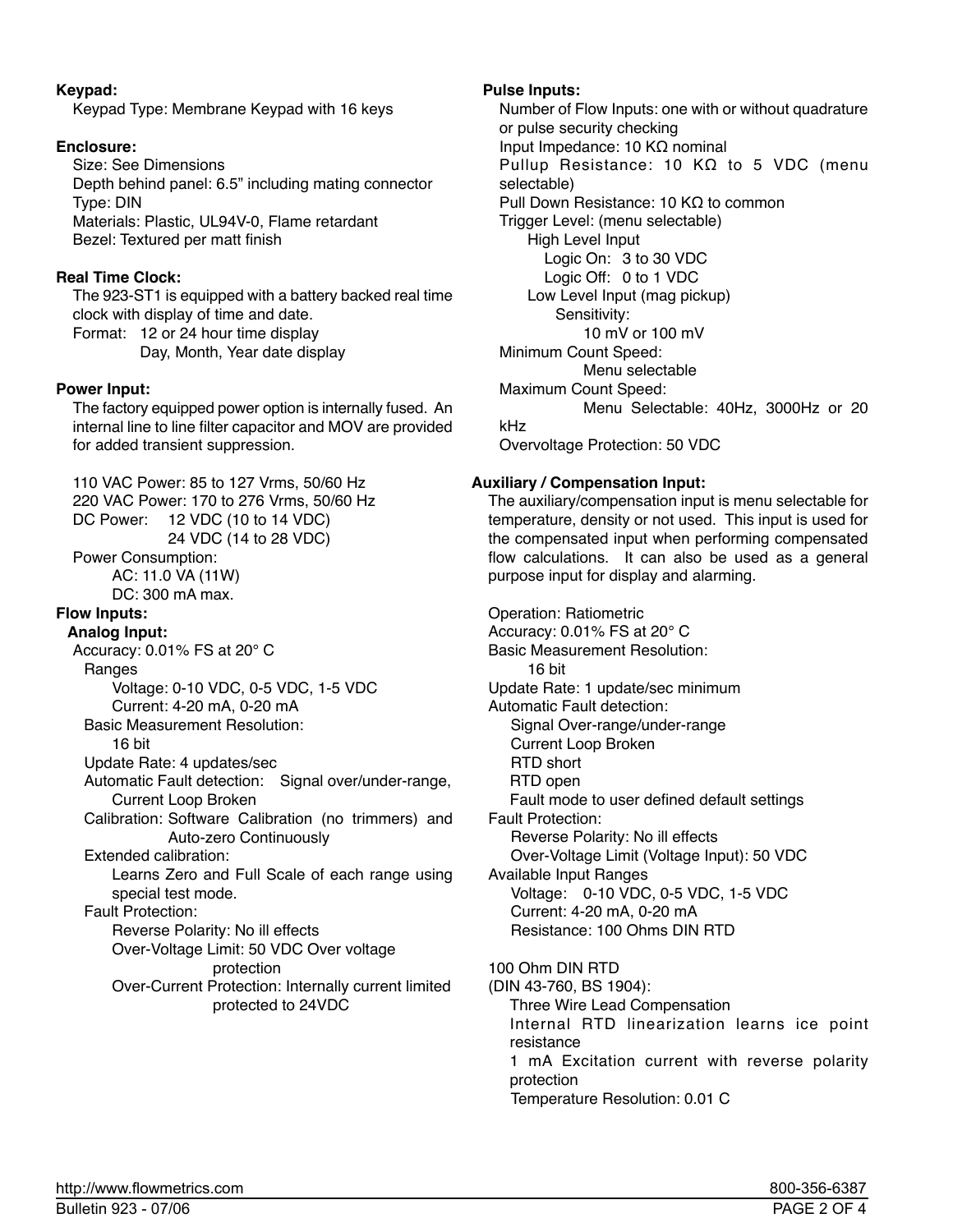**Keypad:**

Keypad Type: Membrane Keypad with 16 keys

**Enclosure:**

Size: See Dimensions
Depth behind panel: 6.5" including mating connector
Type: DIN
Materials: Plastic, UL94V-0, Flame retardant
Bezel: Textured per matt finish

**Real Time Clock:**

The 923-ST1 is equipped with a battery backed real time clock with display of time and date.
Format: 12 or 24 hour time display
Day, Month, Year date display

**Power Input:**

The factory equipped power option is internally fused. An internal line to line filter capacitor and MOV are provided for added transient suppression.

110 VAC Power: 85 to 127 Vrms, 50/60 Hz
220 VAC Power: 170 to 276 Vrms, 50/60 Hz
DC Power: 12 VDC (10 to 14 VDC)
24 VDC (14 to 28 VDC)
Power Consumption:
AC: 11.0 VA (11W)
DC: 300 mA max.

**Flow Inputs:**

**Analog Input:**

Accuracy: 0.01% FS at 20° C
Ranges
Voltage: 0-10 VDC, 0-5 VDC, 1-5 VDC
Current: 4-20 mA, 0-20 mA
Basic Measurement Resolution:
16 bit
Update Rate: 4 updates/sec
Automatic Fault detection: Signal over/under-range, Current Loop Broken
Calibration: Software Calibration (no trimmers) and Auto-zero Continuously
Extended calibration:
Learns Zero and Full Scale of each range using special test mode.
Fault Protection:
Reverse Polarity: No ill effects
Over-Voltage Limit: 50 VDC Over voltage protection
Over-Current Protection: Internally current limited protected to 24VDC

**Pulse Inputs:**

Number of Flow Inputs: one with or without quadrature or pulse security checking
Input Impedance: 10 KΩ nominal
Pullup Resistance: 10 KΩ to 5 VDC (menu selectable)
Pull Down Resistance: 10 KΩ to common
Trigger Level: (menu selectable)
High Level Input
Logic On: 3 to 30 VDC
Logic Off: 0 to 1 VDC
Low Level Input (mag pickup)
Sensitivity:
10 mV or 100 mV
Minimum Count Speed:
Menu selectable
Maximum Count Speed:
Menu Selectable: 40Hz, 3000Hz or 20 kHz
Overvoltage Protection: 50 VDC

**Auxiliary / Compensation Input:**

The auxiliary/compensation input is menu selectable for temperature, density or not used. This input is used for the compensated input when performing compensated flow calculations. It can also be used as a general purpose input for display and alarming.

Operation: Ratiometric
Accuracy: 0.01% FS at 20° C
Basic Measurement Resolution:
16 bit
Update Rate: 1 update/sec minimum
Automatic Fault detection:
Signal Over-range/under-range
Current Loop Broken
RTD short
RTD open
Fault mode to user defined default settings
Fault Protection:
Reverse Polarity: No ill effects
Over-Voltage Limit (Voltage Input): 50 VDC
Available Input Ranges
Voltage: 0-10 VDC, 0-5 VDC, 1-5 VDC
Current: 4-20 mA, 0-20 mA
Resistance: 100 Ohms DIN RTD

100 Ohm DIN RTD
(DIN 43-760, BS 1904):
Three Wire Lead Compensation
Internal RTD linearization learns ice point resistance
1 mA Excitation current with reverse polarity protection
Temperature Resolution: 0.01 C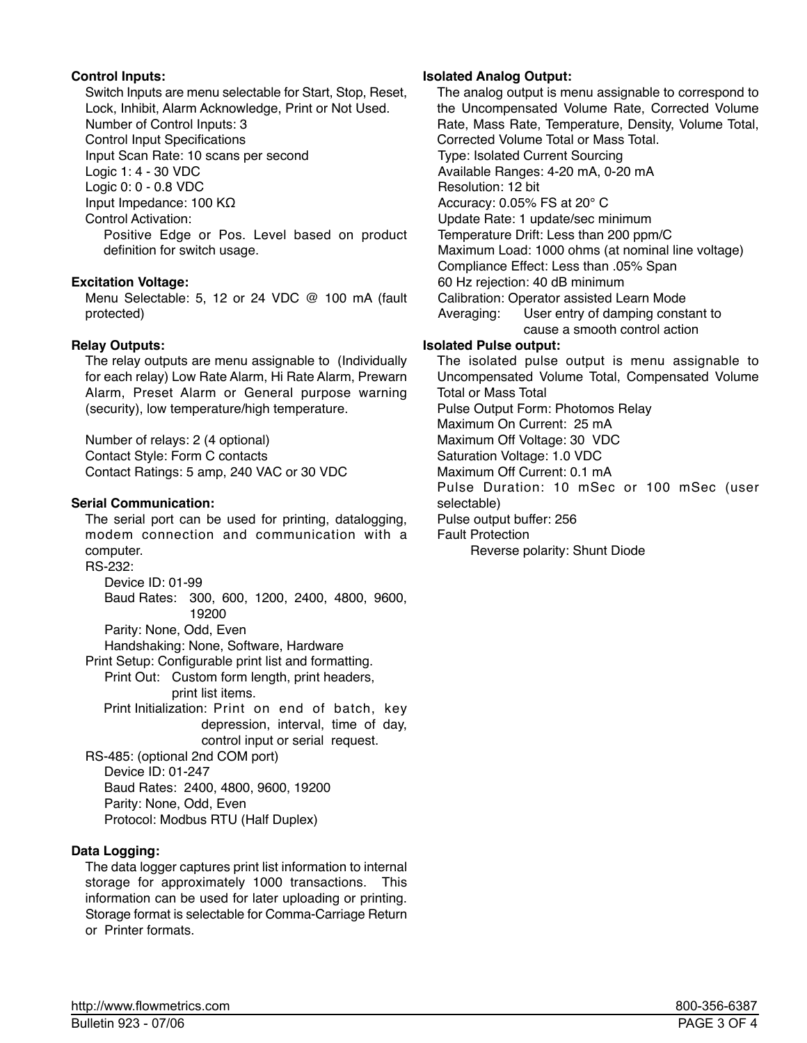**Control Inputs:**

Switch Inputs are menu selectable for Start, Stop, Reset, Lock, Inhibit, Alarm Acknowledge, Print or Not Used.
Number of Control Inputs: 3
Control Input Specifications
Input Scan Rate: 10 scans per second
Logic 1: 4 - 30 VDC
Logic 0: 0 - 0.8 VDC
Input Impedance: 100 KΩ
Control Activation:
Positive Edge or Pos. Level based on product definition for switch usage.

**Excitation Voltage:**

Menu Selectable: 5, 12 or 24 VDC @ 100 mA (fault protected)

**Relay Outputs:**

The relay outputs are menu assignable to (Individually for each relay) Low Rate Alarm, Hi Rate Alarm, Prewarn Alarm, Preset Alarm or General purpose warning (security), low temperature/high temperature.

Number of relays: 2 (4 optional)
Contact Style: Form C contacts
Contact Ratings: 5 amp, 240 VAC or 30 VDC

**Serial Communication:**

The serial port can be used for printing, datalogging, modem connection and communication with a computer.

RS-232:
Device ID: 01-99
Baud Rates: 300, 600, 1200, 2400, 4800, 9600, 19200
Parity: None, Odd, Even
Handshaking: None, Software, Hardware

Print Setup: Configurable print list and formatting.
Print Out: Custom form length, print headers, print list items.
Print Initialization: Print on end of batch, key depression, interval, time of day, control input or serial request.

RS-485: (optional 2nd COM port)
Device ID: 01-247
Baud Rates: 2400, 4800, 9600, 19200
Parity: None, Odd, Even
Protocol: Modbus RTU (Half Duplex)

**Data Logging:**

The data logger captures print list information to internal storage for approximately 1000 transactions. This information can be used for later uploading or printing. Storage format is selectable for Comma-Carriage Return or Printer formats.

**Isolated Analog Output:**

The analog output is menu assignable to correspond to the Uncompensated Volume Rate, Corrected Volume Rate, Mass Rate, Temperature, Density, Volume Total, Corrected Volume Total or Mass Total.
Type: Isolated Current Sourcing
Available Ranges: 4-20 mA, 0-20 mA
Resolution: 12 bit
Accuracy: 0.05% FS at 20° C
Update Rate: 1 update/sec minimum
Temperature Drift: Less than 200 ppm/C
Maximum Load: 1000 ohms (at nominal line voltage)
Compliance Effect: Less than .05% Span
60 Hz rejection: 40 dB minimum
Calibration: Operator assisted Learn Mode
Averaging: User entry of damping constant to cause a smooth control action

**Isolated Pulse output:**

The isolated pulse output is menu assignable to Uncompensated Volume Total, Compensated Volume Total or Mass Total
Pulse Output Form: Photomos Relay
Maximum On Current: 25 mA
Maximum Off Voltage: 30 VDC
Saturation Voltage: 1.0 VDC
Maximum Off Current: 0.1 mA
Pulse Duration: 10 mSec or 100 mSec (user selectable)
Pulse output buffer: 256
Fault Protection
Reverse polarity: Shunt Diode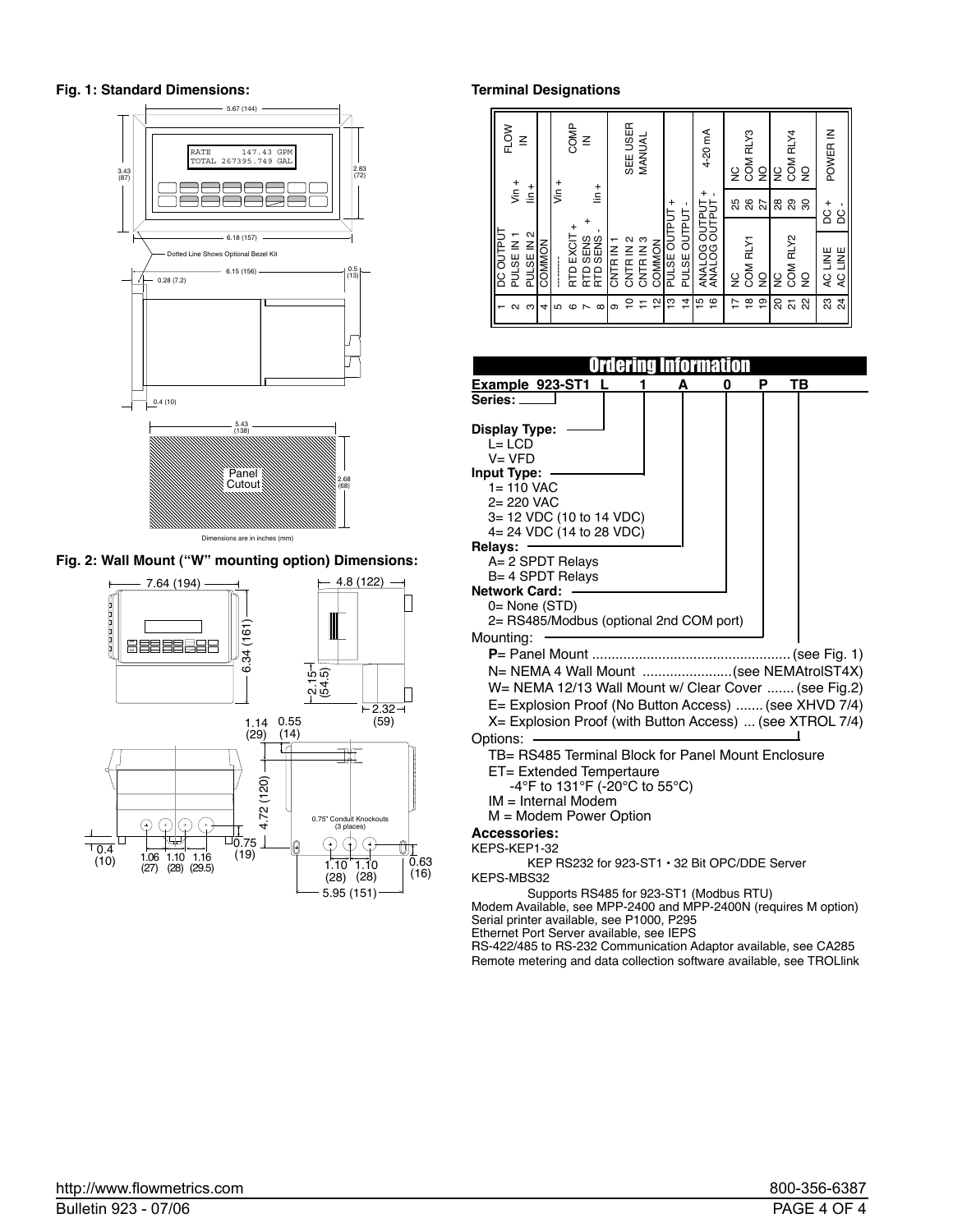**Fig. 1: Standard Dimensions:**

5.67 (144)

RATE 147.43 GPM
TOTAL 267395.749 GAL

3.43 (87)

2.83 (72)

6.18 (157)

Dotted Line Shows Optional Bezel Kit

6.15 (156)

0.28 (7.2)

0.5 (13)

0.4 (10)

5.43 (138)

Panel Cutout

2.68 (68)

Dimensions are in inches (mm)

**Fig. 2: Wall Mount ("W" mounting option) Dimensions:**

7.64 (194)

6.34 (161)

4.8 (122)

2.15 (54.5)

2.32 (59)

1.14 (29)

0.55 (14)

4.72 (120)

0.75" Conduit Knockouts (3 places)

0.4 (10)

1.06 (27)

1.10 (28)

1.16 (29.5)

0.75 (19)

1.10 (28)

1.10 (28)

0.63 (16)

5.95 (151)

**Terminal Designations**

| Terminal | Designation | Group |
|---|---|---|
| 1 | DC OUTPUT | FLOW IN |
| 2 | PULSE IN 1 / Vin + | |
| 3 | PULSE IN 2 / Iin + | |
| 4 | COMMON | |
| 5 | --------- / Vin + | COMP IN |
| 6 | RTD EXCIT + | |
| 7 | RTD SENS + / Iin + | |
| 8 | RTD SENS - | |
| 9 | CNTR IN 1 | SEE USER MANUAL |
| 10 | CNTR IN 2 | |
| 11 | CNTR IN 3 | |
| 12 | COMMON | |
| 13 | PULSE OUTPUT + | |
| 14 | PULSE OUTPUT - | |
| 15 | ANALOG OUTPUT + | 4-20 mA |
| 16 | ANALOG OUTPUT - | |
| 17 | NC | COM RLY1 |
| 18 | COM RLY1 | |
| 19 | NO | |
| 20 | NC | COM RLY2 |
| 21 | COM RLY2 | |
| 22 | NO | |
| 23 | AC LINE / DC + | POWER IN |
| 24 | AC LINE / DC - | |
| 25 | NC | COM RLY3 |
| 26 | COM RLY3 | |
| 27 | NO | |
| 28 | NC | COM RLY4 |
| 29 | COM RLY4 | |
| 30 | NO | |

## Ordering Information

**Example 923-ST1 L 1 A 0 P TB**

**Series:**

**Display Type:**
- L= LCD
- V= VFD

**Input Type:**
- 1= 110 VAC
- 2= 220 VAC
- 3= 12 VDC (10 to 14 VDC)
- 4= 24 VDC (14 to 28 VDC)

**Relays:**
- A= 2 SPDT Relays
- B= 4 SPDT Relays

**Network Card:**
- 0= None (STD)
- 2= RS485/Modbus (optional 2nd COM port)

Mounting:
- **P**= Panel Mount .................................................. (see Fig. 1)
- N= NEMA 4 Wall Mount .......................(see NEMAtrolST4X)
- W= NEMA 12/13 Wall Mount w/ Clear Cover ....... (see Fig.2)
- E= Explosion Proof (No Button Access) ....... (see XHVD 7/4)
- X= Explosion Proof (with Button Access) ... (see XTROL 7/4)

Options:
- TB= RS485 Terminal Block for Panel Mount Enclosure
- ET= Extended Tempertaure
  -4°F to 131°F (-20°C to 55°C)
- IM = Internal Modem
- M = Modem Power Option

**Accessories:**

KEPS-KEP1-32
KEP RS232 for 923-ST1 • 32 Bit OPC/DDE Server

KEPS-MBS32
Supports RS485 for 923-ST1 (Modbus RTU)

Modem Available, see MPP-2400 and MPP-2400N (requires M option)
Serial printer available, see P1000, P295
Ethernet Port Server available, see IEPS
RS-422/485 to RS-232 Communication Adaptor available, see CA285
Remote metering and data collection software available, see TROLlink

http://www.flowmetrics.com 800-356-6387
Bulletin 923 - 07/06